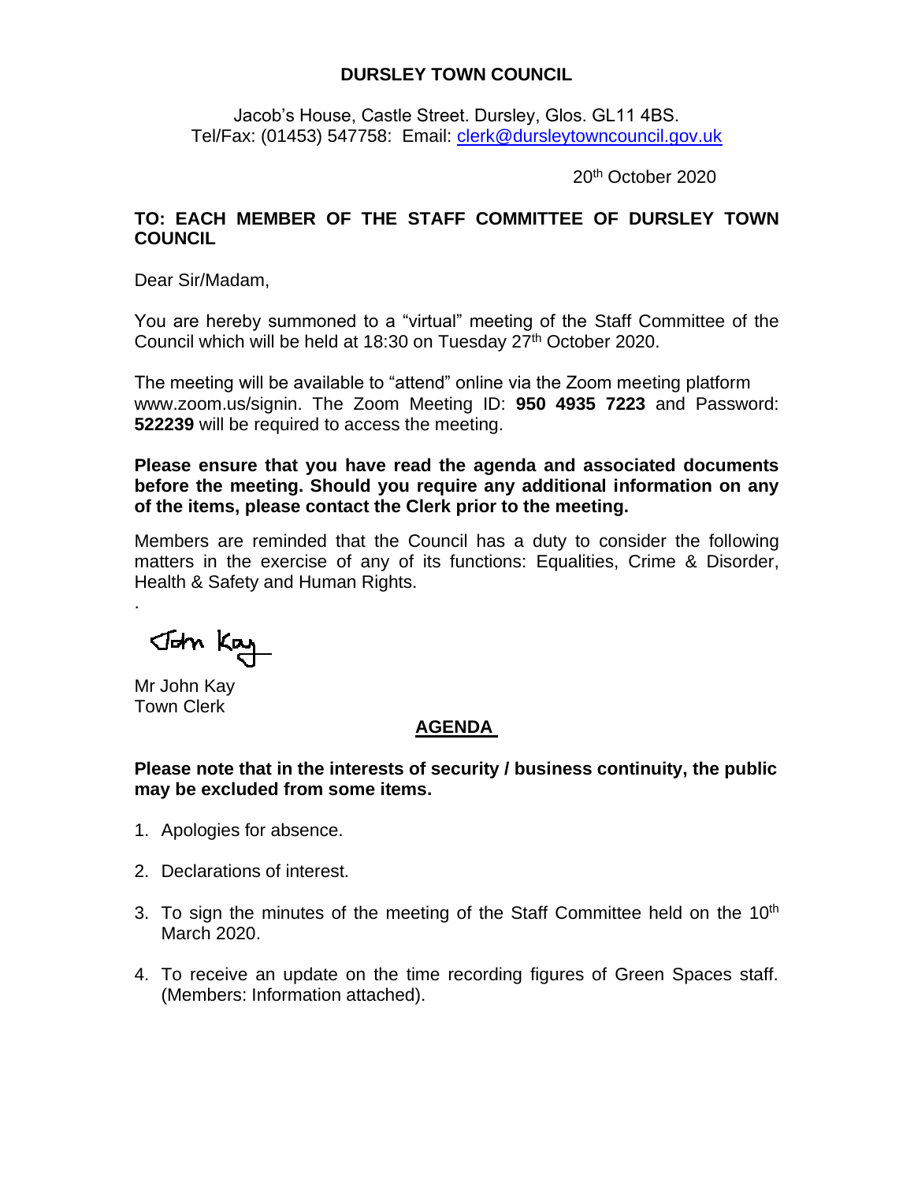**DURSLEY TOWN COUNCIL**

Jacob's House, Castle Street. Dursley, Glos. GL11 4BS.
Tel/Fax: (01453) 547758: Email: clerk@dursleytowncouncil.gov.uk

20th October 2020

**TO: EACH MEMBER OF THE STAFF COMMITTEE OF DURSLEY TOWN COUNCIL**

Dear Sir/Madam,

You are hereby summoned to a "virtual" meeting of the Staff Committee of the Council which will be held at 18:30 on Tuesday 27th October 2020.

The meeting will be available to "attend" online via the Zoom meeting platform www.zoom.us/signin. The Zoom Meeting ID: **950 4935 7223** and Password: **522239** will be required to access the meeting.

**Please ensure that you have read the agenda and associated documents before the meeting. Should you require any additional information on any of the items, please contact the Clerk prior to the meeting.**

Members are reminded that the Council has a duty to consider the following matters in the exercise of any of its functions: Equalities, Crime & Disorder, Health & Safety and Human Rights.

.

John Kay

Mr John Kay
Town Clerk

## AGENDA

**Please note that in the interests of security / business continuity, the public may be excluded from some items.**

1. Apologies for absence.
2. Declarations of interest.
3. To sign the minutes of the meeting of the Staff Committee held on the 10th March 2020.
4. To receive an update on the time recording figures of Green Spaces staff. (Members: Information attached).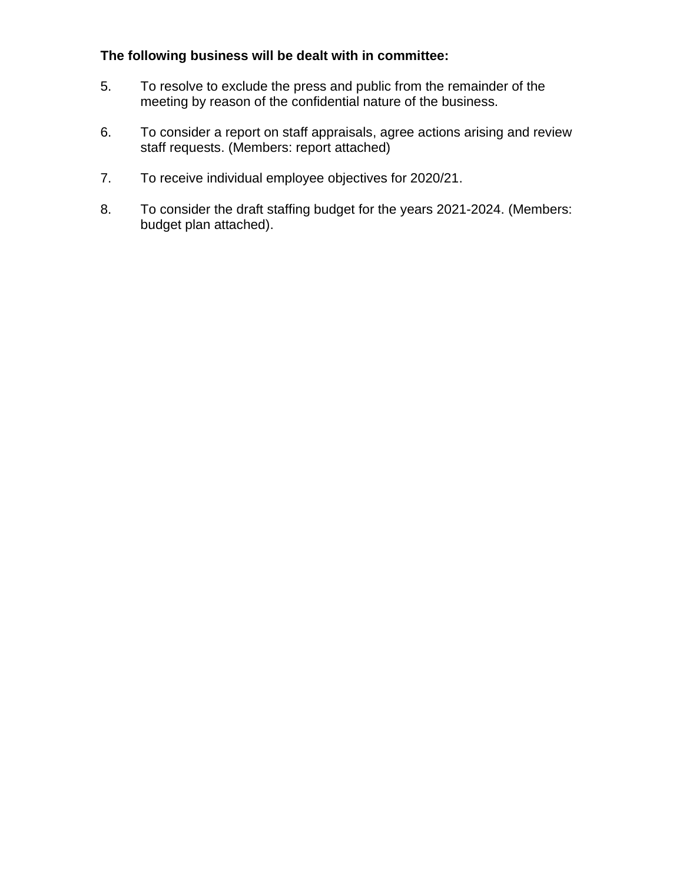**The following business will be dealt with in committee:**

5. To resolve to exclude the press and public from the remainder of the meeting by reason of the confidential nature of the business.

6. To consider a report on staff appraisals, agree actions arising and review staff requests. (Members: report attached)

7. To receive individual employee objectives for 2020/21.

8. To consider the draft staffing budget for the years 2021-2024. (Members: budget plan attached).